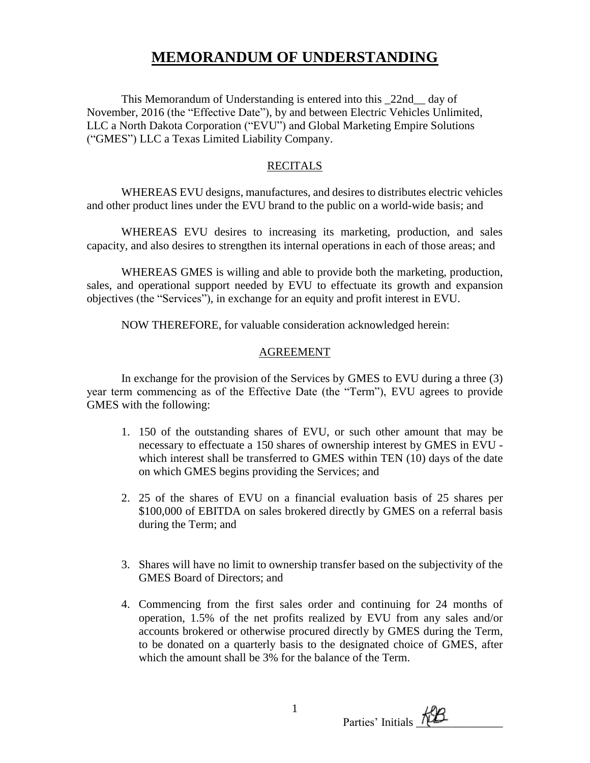# MEMORANDUM OF UNDERSTANDING

This Memorandum of Understanding is entered into this _22nd__ day of November, 2016 (the "Effective Date"), by and between Electric Vehicles Unlimited, LLC a North Dakota Corporation ("EVU") and Global Marketing Empire Solutions ("GMES") LLC a Texas Limited Liability Company.

## RECITALS

WHEREAS EVU designs, manufactures, and desires to distributes electric vehicles and other product lines under the EVU brand to the public on a world-wide basis; and

WHEREAS EVU desires to increasing its marketing, production, and sales capacity, and also desires to strengthen its internal operations in each of those areas; and

WHEREAS GMES is willing and able to provide both the marketing, production, sales, and operational support needed by EVU to effectuate its growth and expansion objectives (the "Services"), in exchange for an equity and profit interest in EVU.

NOW THEREFORE, for valuable consideration acknowledged herein:

## AGREEMENT

In exchange for the provision of the Services by GMES to EVU during a three (3) year term commencing as of the Effective Date (the "Term"), EVU agrees to provide GMES with the following:

1. 150 of the outstanding shares of EVU, or such other amount that may be necessary to effectuate a 150 shares of ownership interest by GMES in EVU - which interest shall be transferred to GMES within TEN (10) days of the date on which GMES begins providing the Services; and

2. 25 of the shares of EVU on a financial evaluation basis of 25 shares per $100,000 of EBITDA on sales brokered directly by GMES on a referral basis during the Term; and

3. Shares will have no limit to ownership transfer based on the subjectivity of the GMES Board of Directors; and

4. Commencing from the first sales order and continuing for 24 months of operation, 1.5% of the net profits realized by EVU from any sales and/or accounts brokered or otherwise procured directly by GMES during the Term, to be donated on a quarterly basis to the designated choice of GMES, after which the amount shall be 3% for the balance of the Term.

Parties' Initials KB______________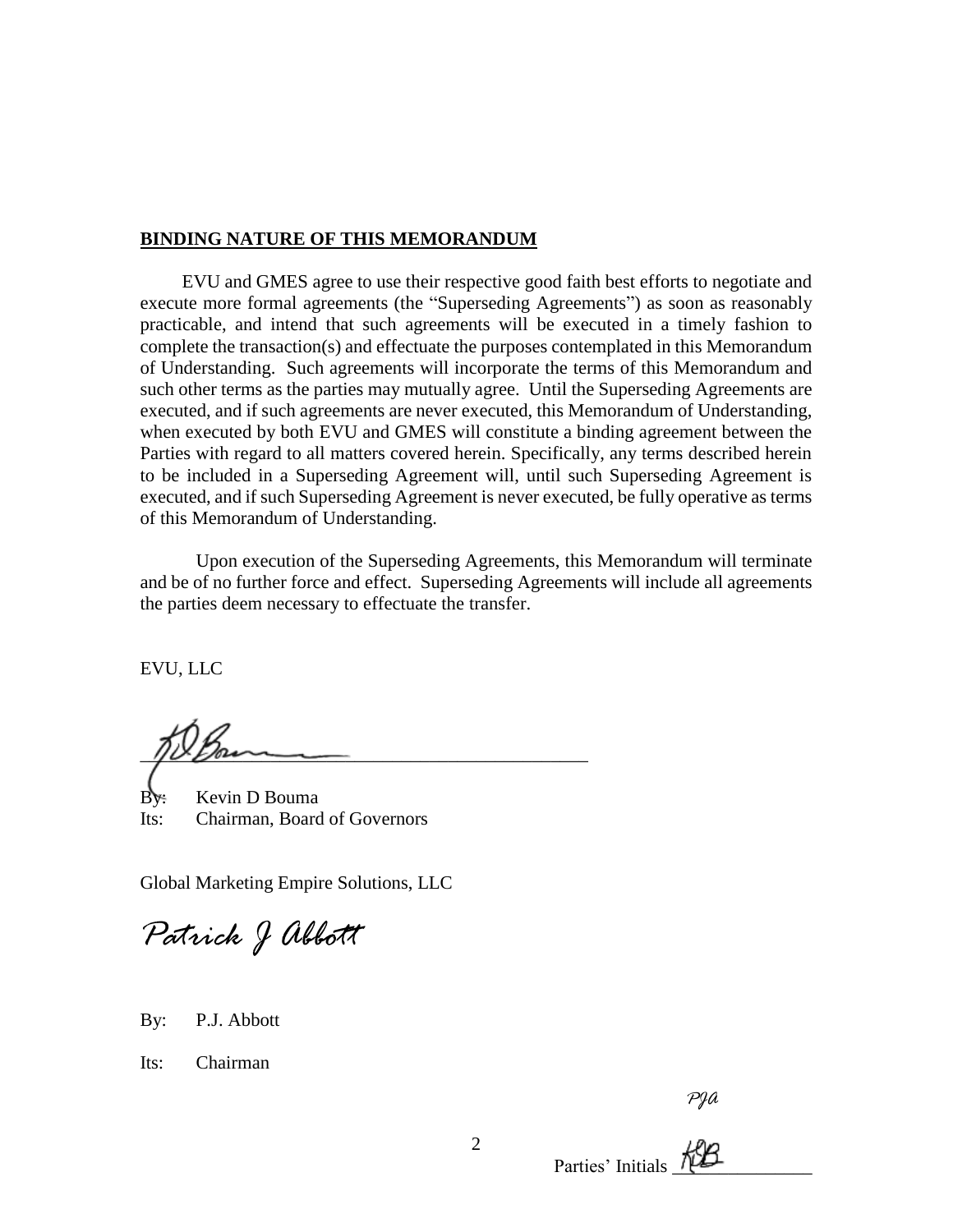**BINDING NATURE OF THIS MEMORANDUM**

EVU and GMES agree to use their respective good faith best efforts to negotiate and execute more formal agreements (the "Superseding Agreements") as soon as reasonably practicable, and intend that such agreements will be executed in a timely fashion to complete the transaction(s) and effectuate the purposes contemplated in this Memorandum of Understanding. Such agreements will incorporate the terms of this Memorandum and such other terms as the parties may mutually agree. Until the Superseding Agreements are executed, and if such agreements are never executed, this Memorandum of Understanding, when executed by both EVU and GMES will constitute a binding agreement between the Parties with regard to all matters covered herein. Specifically, any terms described herein to be included in a Superseding Agreement will, until such Superseding Agreement is executed, and if such Superseding Agreement is never executed, be fully operative as terms of this Memorandum of Understanding.

Upon execution of the Superseding Agreements, this Memorandum will terminate and be of no further force and effect. Superseding Agreements will include all agreements the parties deem necessary to effectuate the transfer.

EVU, LLC

_______________________________________

By: Kevin D Bouma
Its: Chairman, Board of Governors

Global Marketing Empire Solutions, LLC

*Patrick J Abbott*

By: P.J. Abbott

Its: Chairman

PJA

Parties' Initials KDB